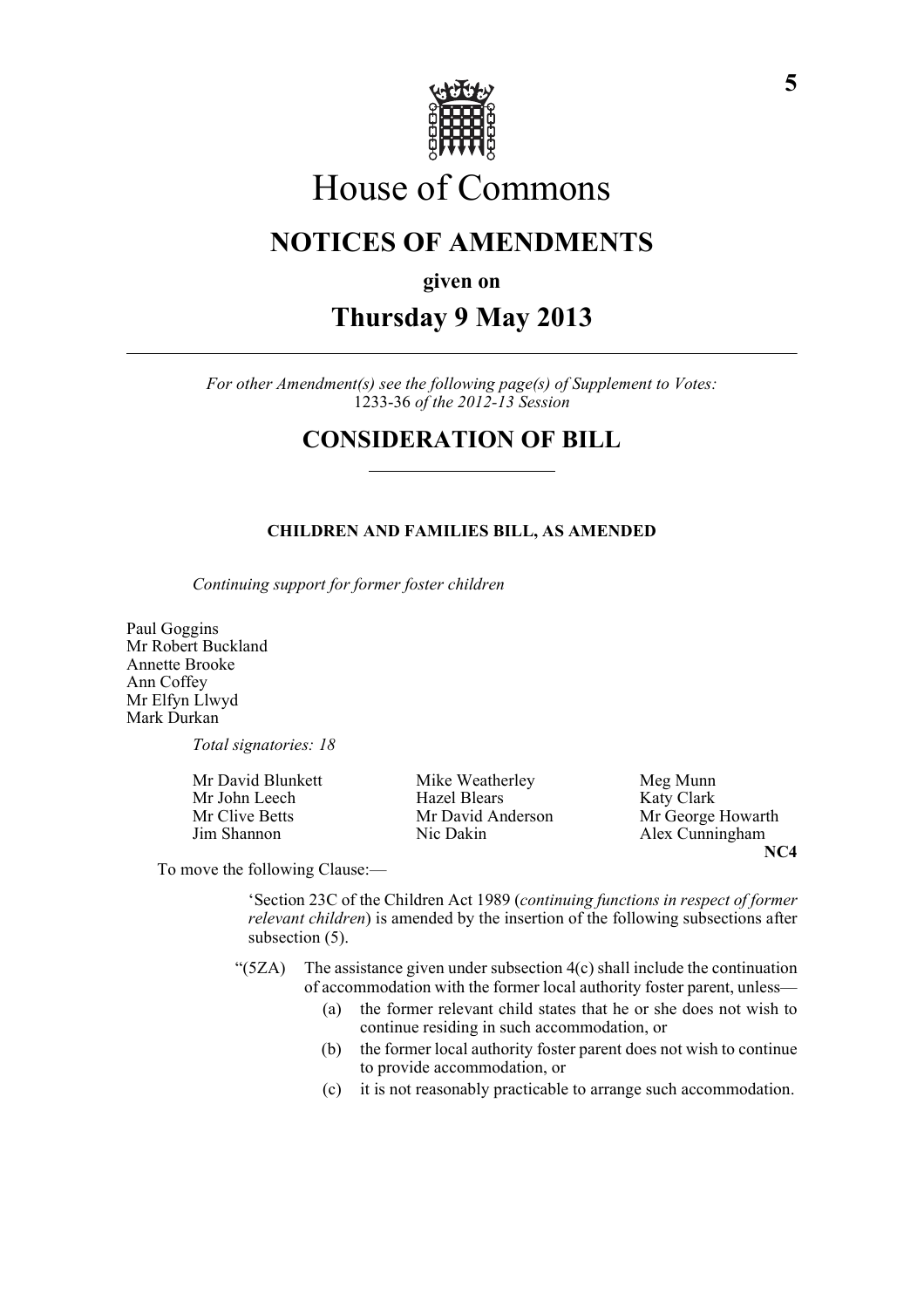# House of Commons

## NOTICES OF AMENDMENTS

**given on**

## Thursday 9 May 2013

*For other Amendment(s) see the following page(s) of Supplement to Votes:* 1233-36 *of the 2012-13 Session*

## CONSIDERATION OF BILL

### CHILDREN AND FAMILIES BILL, AS AMENDED

*Continuing support for former foster children*

Paul Goggins
Mr Robert Buckland
Annette Brooke
Ann Coffey
Mr Elfyn Llwyd
Mark Durkan

*Total signatories: 18*

Mr David Blunkett
Mr John Leech
Mr Clive Betts
Jim Shannon
Mike Weatherley
Hazel Blears
Mr David Anderson
Nic Dakin
Meg Munn
Katy Clark
Mr George Howarth
Alex Cunningham

**NC4**

To move the following Clause:—

'Section 23C of the Children Act 1989 (*continuing functions in respect of former relevant children*) is amended by the insertion of the following subsections after subsection (5).

"(5ZA) The assistance given under subsection 4(c) shall include the continuation of accommodation with the former local authority foster parent, unless—

(a) the former relevant child states that he or she does not wish to continue residing in such accommodation, or

(b) the former local authority foster parent does not wish to continue to provide accommodation, or

(c) it is not reasonably practicable to arrange such accommodation.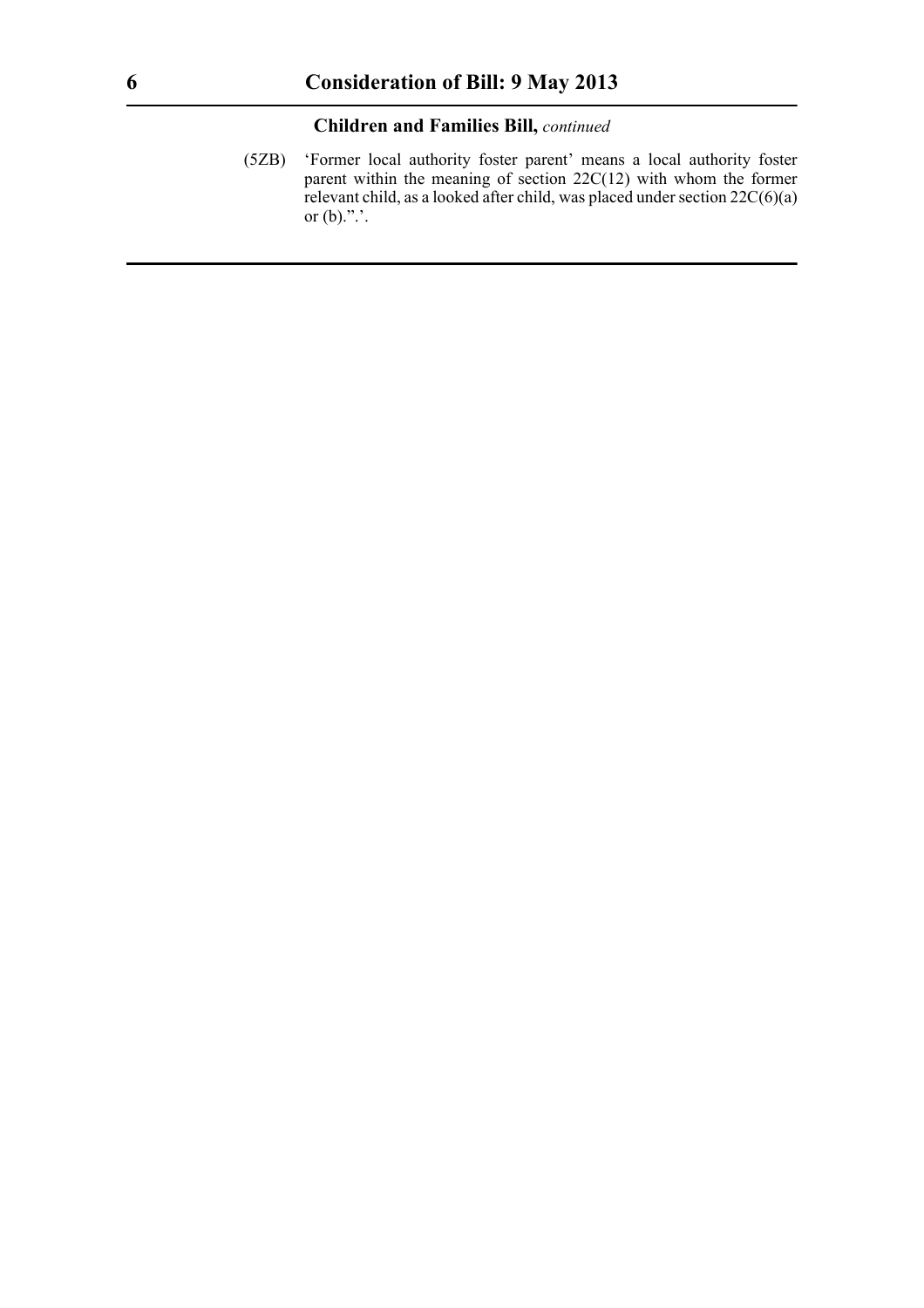**Children and Families Bill,** *continued*

(5ZB) 'Former local authority foster parent' means a local authority foster parent within the meaning of section 22C(12) with whom the former relevant child, as a looked after child, was placed under section 22C(6)(a) or (b).".'.